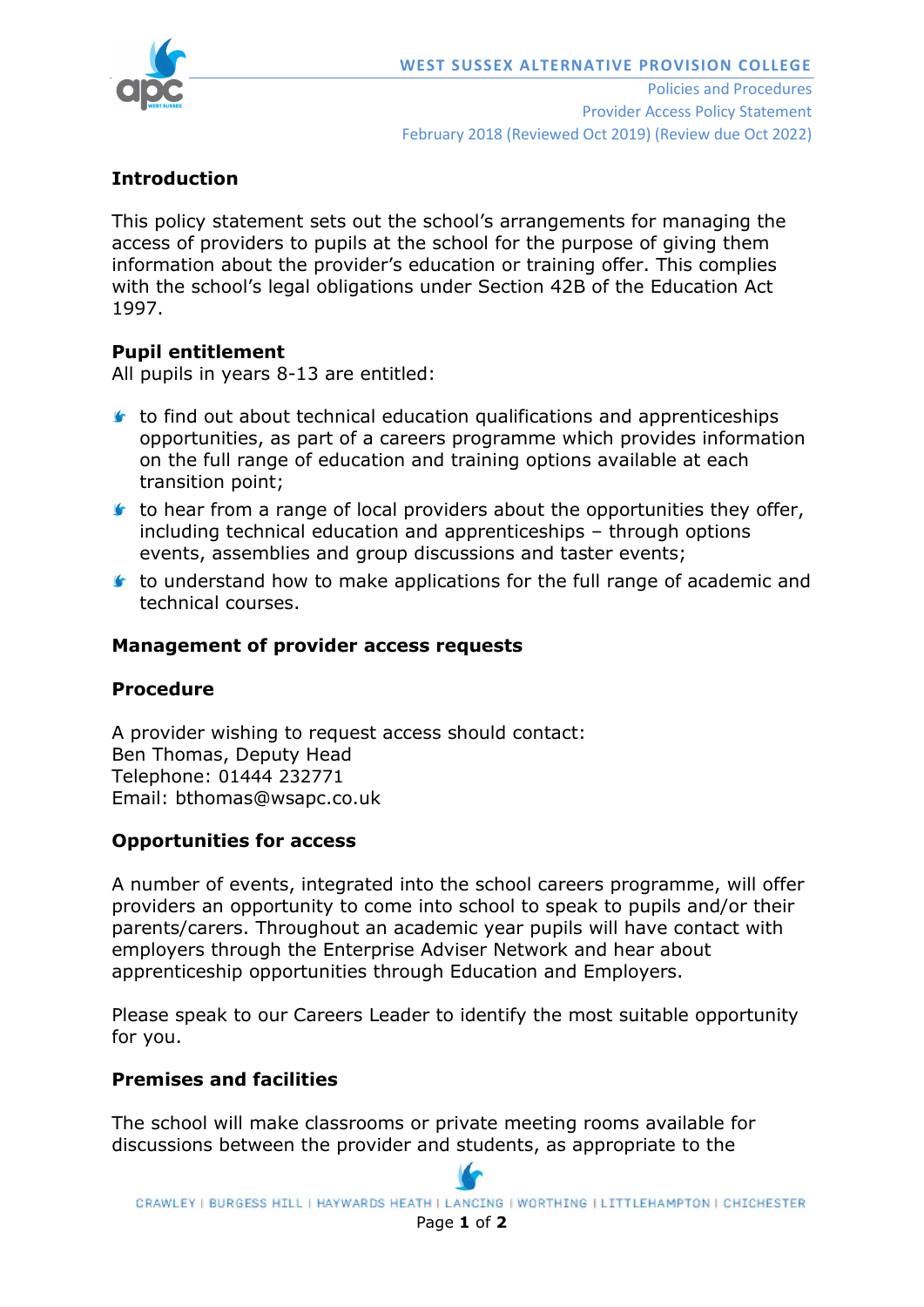WEST SUSSEX ALTERNATIVE PROVISION COLLEGE

Policies and Procedures
Provider Access Policy Statement
February 2018 (Reviewed Oct 2019) (Review due Oct 2022)

## Introduction

This policy statement sets out the school's arrangements for managing the access of providers to pupils at the school for the purpose of giving them information about the provider's education or training offer. This complies with the school's legal obligations under Section 42B of the Education Act 1997.

## Pupil entitlement

All pupils in years 8-13 are entitled:

- to find out about technical education qualifications and apprenticeships opportunities, as part of a careers programme which provides information on the full range of education and training options available at each transition point;
- to hear from a range of local providers about the opportunities they offer, including technical education and apprenticeships – through options events, assemblies and group discussions and taster events;
- to understand how to make applications for the full range of academic and technical courses.

## Management of provider access requests

### Procedure

A provider wishing to request access should contact:
Ben Thomas, Deputy Head
Telephone: 01444 232771
Email: bthomas@wsapc.co.uk

### Opportunities for access

A number of events, integrated into the school careers programme, will offer providers an opportunity to come into school to speak to pupils and/or their parents/carers. Throughout an academic year pupils will have contact with employers through the Enterprise Adviser Network and hear about apprenticeship opportunities through Education and Employers.

Please speak to our Careers Leader to identify the most suitable opportunity for you.

### Premises and facilities

The school will make classrooms or private meeting rooms available for discussions between the provider and students, as appropriate to the

CRAWLEY | BURGESS HILL | HAYWARDS HEATH | LANCING | WORTHING | LITTLEHAMPTON | CHICHESTER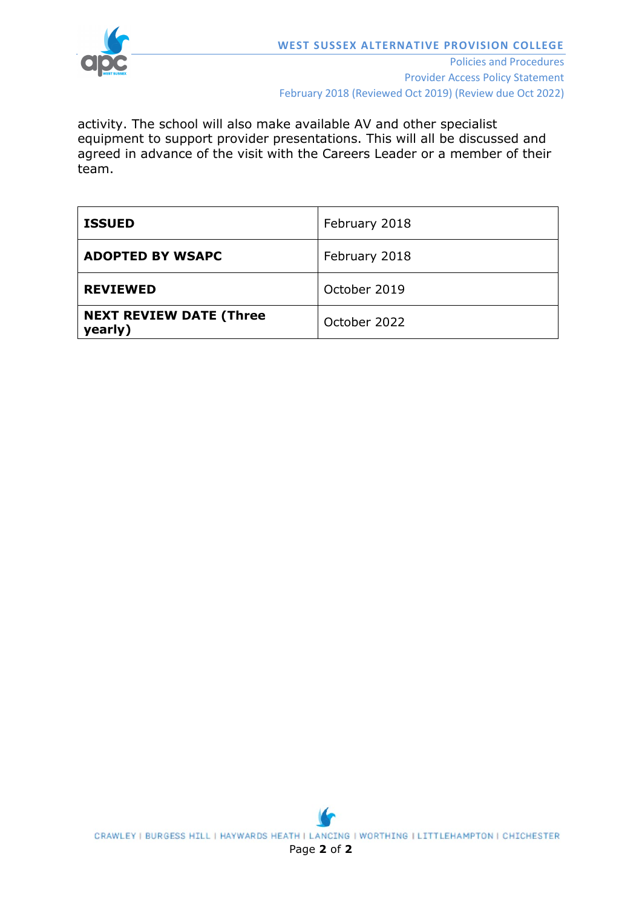activity. The school will also make available AV and other specialist equipment to support provider presentations. This will all be discussed and agreed in advance of the visit with the Careers Leader or a member of their team.

| | |
|---|---|
| **ISSUED** | February 2018 |
| **ADOPTED BY WSAPC** | February 2018 |
| **REVIEWED** | October 2019 |
| **NEXT REVIEW DATE (Three yearly)** | October 2022 |